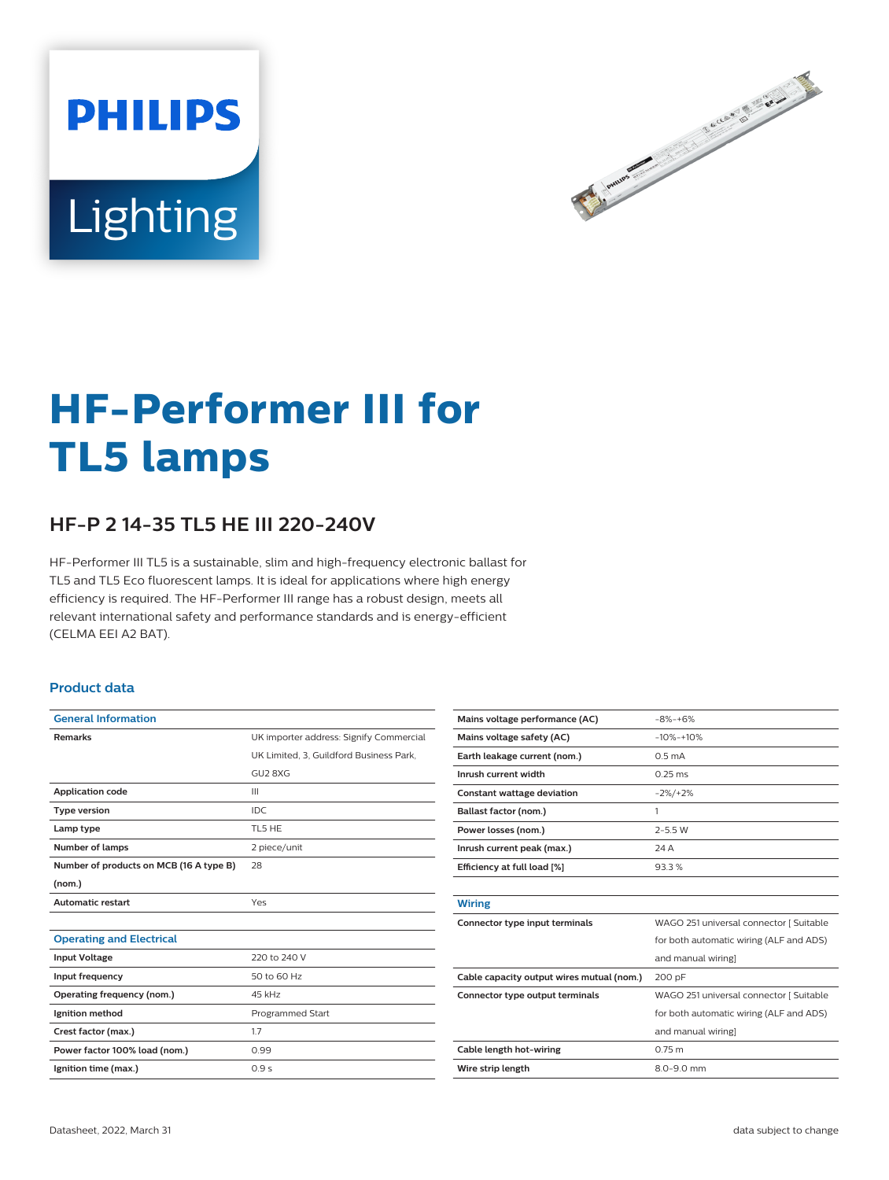PHILIPS

Lighting

# HF-Performer III for TL5 lamps

## HF-P 2 14-35 TL5 HE III 220-240V

HF-Performer III TL5 is a sustainable, slim and high-frequency electronic ballast for TL5 and TL5 Eco fluorescent lamps. It is ideal for applications where high energy efficiency is required. The HF-Performer III range has a robust design, meets all relevant international safety and performance standards and is energy-efficient (CELMA EEI A2 BAT).

### Product data

| General Information | |
|---|---|
| Remarks | UK importer address: Signify Commercial UK Limited, 3, Guildford Business Park, GU2 8XG |
| Application code | III |
| Type version | IDC |
| Lamp type | TL5 HE |
| Number of lamps | 2 piece/unit |
| Number of products on MCB (16 A type B) (nom.) | 28 |
| Automatic restart | Yes |

| Operating and Electrical | |
|---|---|
| Input Voltage | 220 to 240 V |
| Input frequency | 50 to 60 Hz |
| Operating frequency (nom.) | 45 kHz |
| Ignition method | Programmed Start |
| Crest factor (max.) | 1.7 |
| Power factor 100% load (nom.) | 0.99 |
| Ignition time (max.) | 0.9 s |
| Mains voltage performance (AC) | -8%-+6% |
| Mains voltage safety (AC) | -10%-+10% |
| Earth leakage current (nom.) | 0.5 mA |
| Inrush current width | 0.25 ms |
| Constant wattage deviation | -2%/+2% |
| Ballast factor (nom.) | 1 |
| Power losses (nom.) | 2-5.5 W |
| Inrush current peak (max.) | 24 A |
| Efficiency at full load [%] | 93.3 % |

| Wiring | |
|---|---|
| Connector type input terminals | WAGO 251 universal connector [ Suitable for both automatic wiring (ALF and ADS) and manual wiring] |
| Cable capacity output wires mutual (nom.) | 200 pF |
| Connector type output terminals | WAGO 251 universal connector [ Suitable for both automatic wiring (ALF and ADS) and manual wiring] |
| Cable length hot-wiring | 0.75 m |
| Wire strip length | 8.0-9.0 mm |

Datasheet, 2022, March 31

data subject to change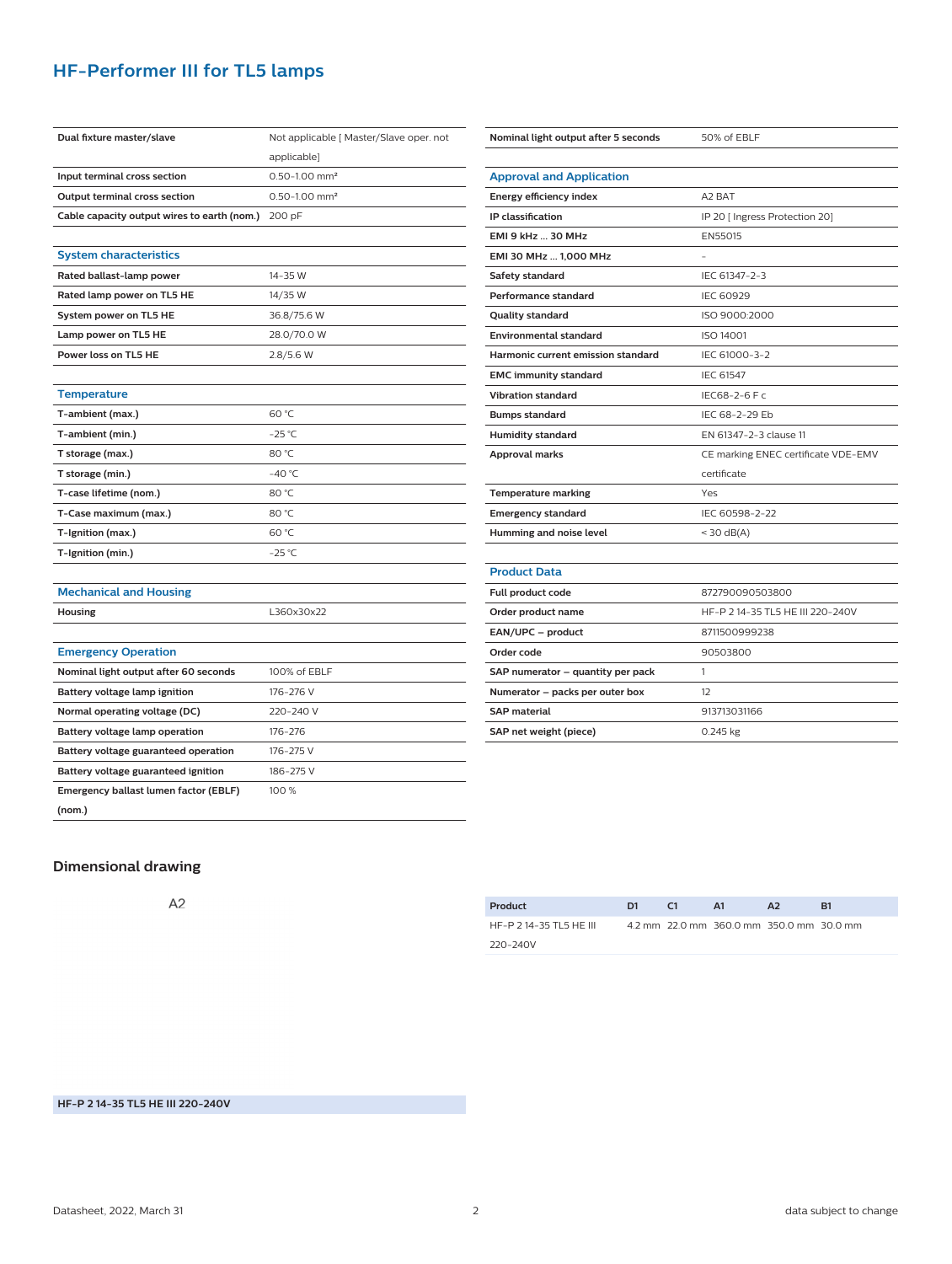# HF-Performer III for TL5 lamps

| | |
|---|---|
| **Dual fixture master/slave** | Not applicable [ Master/Slave oper. not applicable] |
| **Input terminal cross section** | 0.50-1.00 mm² |
| **Output terminal cross section** | 0.50-1.00 mm² |
| **Cable capacity output wires to earth (nom.)** | 200 pF |

## System characteristics

| | |
|---|---|
| **Rated ballast-lamp power** | 14-35 W |
| **Rated lamp power on TL5 HE** | 14/35 W |
| **System power on TL5 HE** | 36.8/75.6 W |
| **Lamp power on TL5 HE** | 28.0/70.0 W |
| **Power loss on TL5 HE** | 2.8/5.6 W |

## Temperature

| | |
|---|---|
| **T-ambient (max.)** | 60 °C |
| **T-ambient (min.)** | -25 °C |
| **T storage (max.)** | 80 °C |
| **T storage (min.)** | -40 °C |
| **T-case lifetime (nom.)** | 80 °C |
| **T-Case maximum (max.)** | 80 °C |
| **T-Ignition (max.)** | 60 °C |
| **T-Ignition (min.)** | -25 °C |

## Mechanical and Housing

| | |
|---|---|
| **Housing** | L360x30x22 |

## Emergency Operation

| | |
|---|---|
| **Nominal light output after 60 seconds** | 100% of EBLF |
| **Battery voltage lamp ignition** | 176-276 V |
| **Normal operating voltage (DC)** | 220-240 V |
| **Battery voltage lamp operation** | 176-276 |
| **Battery voltage guaranteed operation** | 176-275 V |
| **Battery voltage guaranteed ignition** | 186-275 V |
| **Emergency ballast lumen factor (EBLF) (nom.)** | 100 % |
| **Nominal light output after 5 seconds** | 50% of EBLF |

## Approval and Application

| | |
|---|---|
| **Energy efficiency index** | A2 BAT |
| **IP classification** | IP 20 [ Ingress Protection 20] |
| **EMI 9 kHz ... 30 MHz** | EN55015 |
| **EMI 30 MHz ... 1,000 MHz** | - |
| **Safety standard** | IEC 61347-2-3 |
| **Performance standard** | IEC 60929 |
| **Quality standard** | ISO 9000:2000 |
| **Environmental standard** | ISO 14001 |
| **Harmonic current emission standard** | IEC 61000-3-2 |
| **EMC immunity standard** | IEC 61547 |
| **Vibration standard** | IEC68-2-6 F c |
| **Bumps standard** | IEC 68-2-29 Eb |
| **Humidity standard** | EN 61347-2-3 clause 11 |
| **Approval marks** | CE marking ENEC certificate VDE-EMV certificate |
| **Temperature marking** | Yes |
| **Emergency standard** | IEC 60598-2-22 |
| **Humming and noise level** | < 30 dB(A) |

## Product Data

| | |
|---|---|
| **Full product code** | 872790090503800 |
| **Order product name** | HF-P 2 14-35 TL5 HE III 220-240V |
| **EAN/UPC – product** | 8711500999238 |
| **Order code** | 90503800 |
| **SAP numerator – quantity per pack** | 1 |
| **Numerator – packs per outer box** | 12 |
| **SAP material** | 913713031166 |
| **SAP net weight (piece)** | 0.245 kg |

## Dimensional drawing

A2

| Product | D1 | C1 | A1 | A2 | B1 |
|---|---|---|---|---|---|
| HF-P 2 14-35 TL5 HE III 220-240V | 4.2 mm | 22.0 mm | 360.0 mm | 350.0 mm | 30.0 mm |

**HF-P 2 14-35 TL5 HE III 220-240V**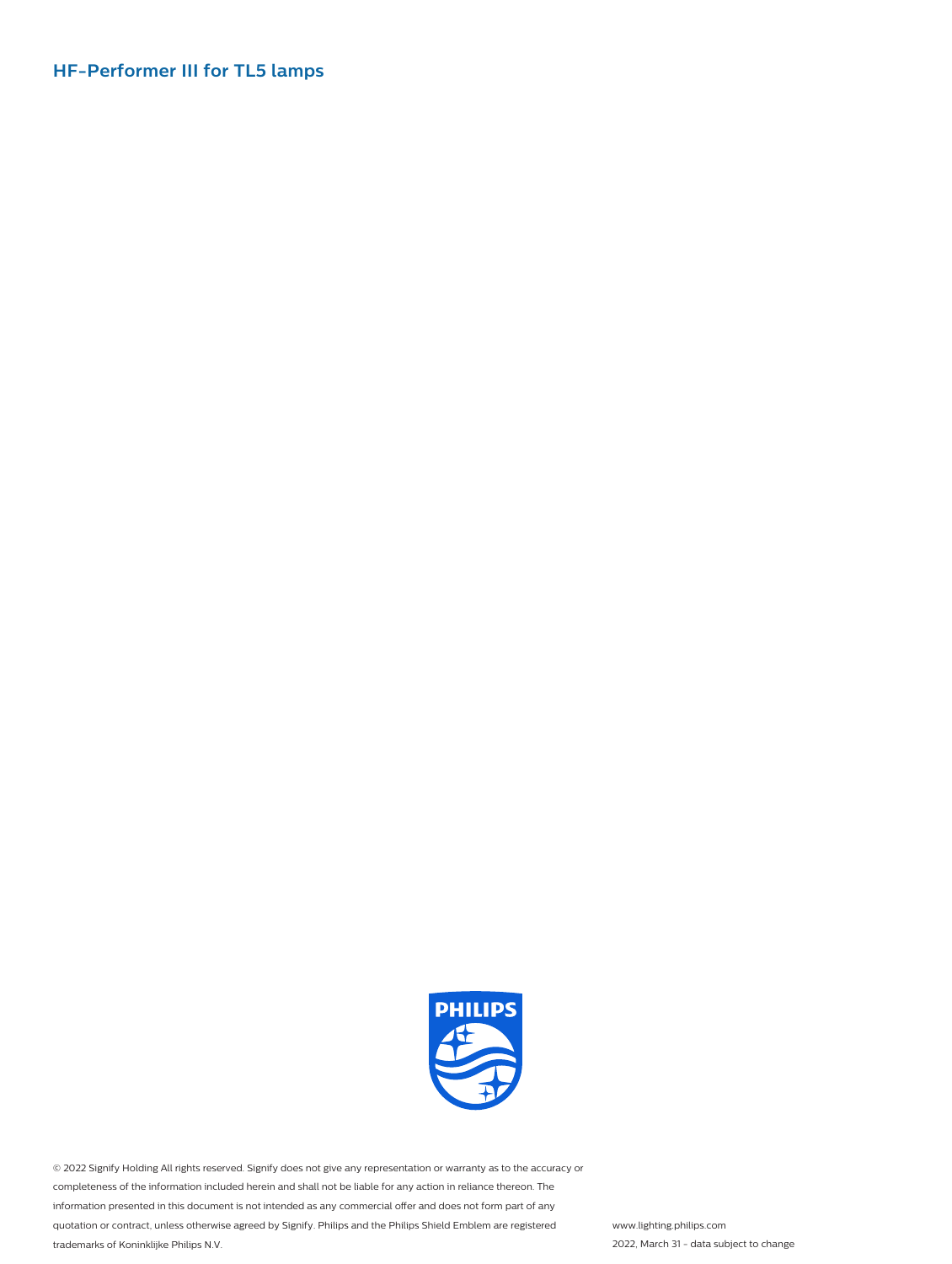© 2022 Signify Holding All rights reserved. Signify does not give any representation or warranty as to the accuracy or completeness of the information included herein and shall not be liable for any action in reliance thereon. The information presented in this document is not intended as any commercial offer and does not form part of any quotation or contract, unless otherwise agreed by Signify. Philips and the Philips Shield Emblem are registered trademarks of Koninklijke Philips N.V.

www.lighting.philips.com

2022, March 31 - data subject to change